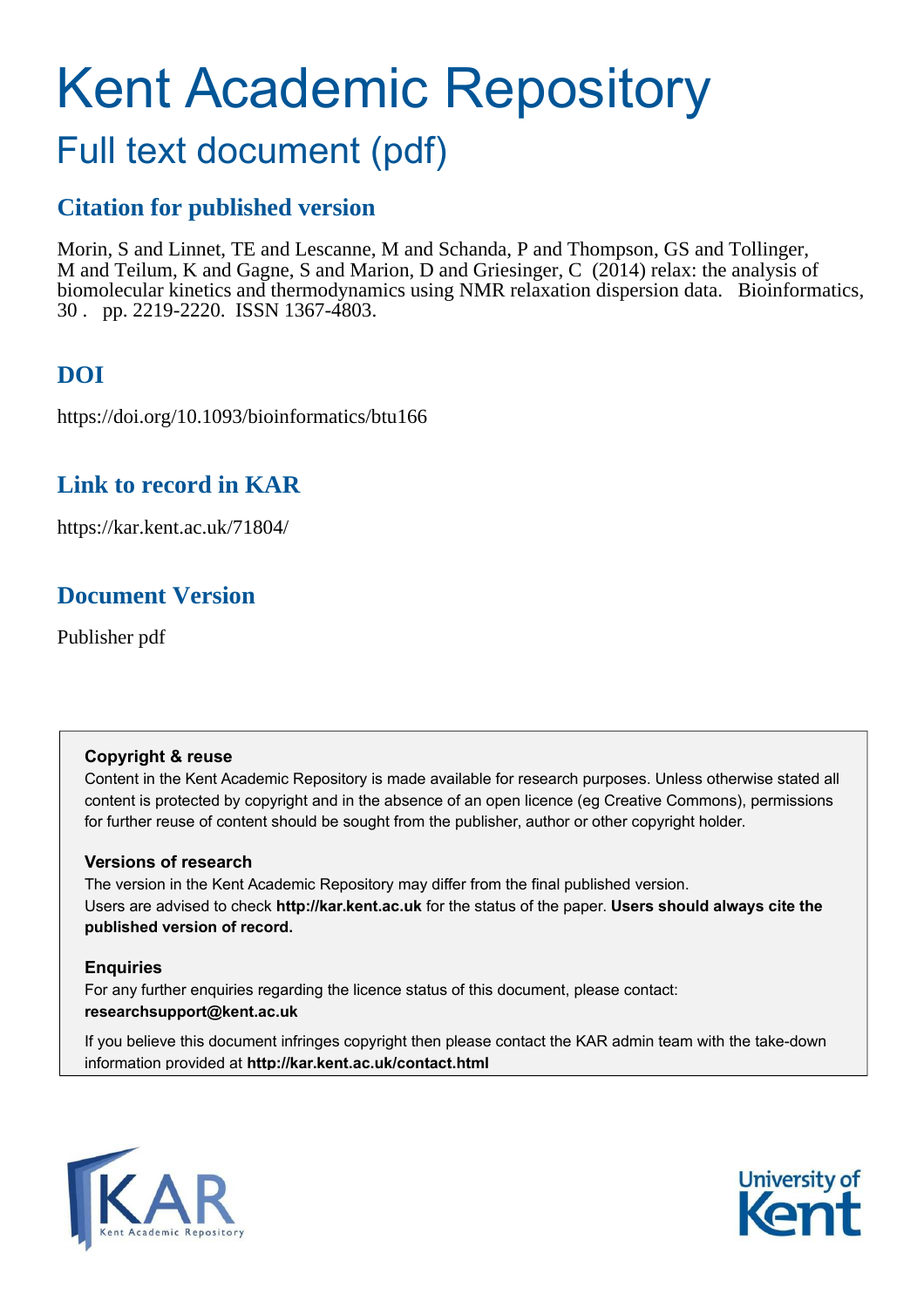# Kent Academic Repository

## Full text document (pdf)

### Citation for published version

Morin, S and Linnet, TE and Lescanne, M and Schanda, P and Thompson, GS and Tollinger, M and Teilum, K and Gagne, S and Marion, D and Griesinger, C (2014) relax: the analysis of biomolecular kinetics and thermodynamics using NMR relaxation dispersion data. Bioinformatics, 30 . pp. 2219-2220. ISSN 1367-4803.

### DOI

https://doi.org/10.1093/bioinformatics/btu166

### Link to record in KAR

https://kar.kent.ac.uk/71804/

### Document Version

Publisher pdf

**Copyright & reuse**

Content in the Kent Academic Repository is made available for research purposes. Unless otherwise stated all content is protected by copyright and in the absence of an open licence (eg Creative Commons), permissions for further reuse of content should be sought from the publisher, author or other copyright holder.

**Versions of research**

The version in the Kent Academic Repository may differ from the final published version. Users are advised to check **http://kar.kent.ac.uk** for the status of the paper. **Users should always cite the published version of record.**

**Enquiries**

For any further enquiries regarding the licence status of this document, please contact: **researchsupport@kent.ac.uk**

If you believe this document infringes copyright then please contact the KAR admin team with the take-down information provided at **http://kar.kent.ac.uk/contact.html**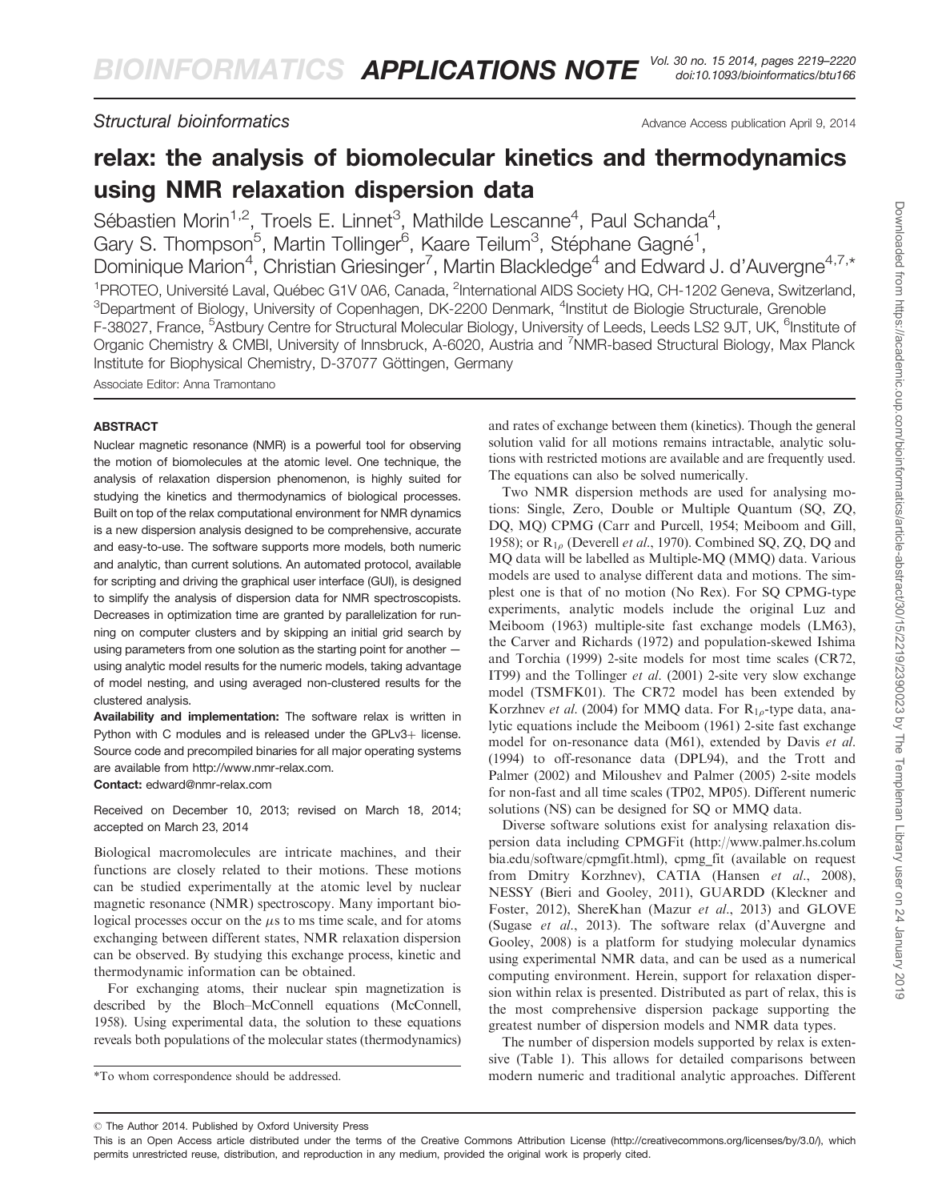# relax: the analysis of biomolecular kinetics and thermodynamics using NMR relaxation dispersion data

Sébastien Morin[1,2], Troels E. Linnet[3], Mathilde Lescanne[4], Paul Schanda[4], Gary S. Thompson[5], Martin Tollinger[6], Kaare Teilum[3], Stéphane Gagné[1], Dominique Marion[4], Christian Griesinger[7], Martin Blackledge[4] and Edward J. d'Auvergne[4,7,*]

[1]PROTEO, Université Laval, Québec G1V 0A6, Canada, [2]International AIDS Society HQ, CH-1202 Geneva, Switzerland, [3]Department of Biology, University of Copenhagen, DK-2200 Denmark, [4]Institut de Biologie Structurale, Grenoble F-38027, France, [5]Astbury Centre for Structural Molecular Biology, University of Leeds, Leeds LS2 9JT, UK, [6]Institute of Organic Chemistry & CMBI, University of Innsbruck, A-6020, Austria and [7]NMR-based Structural Biology, Max Planck Institute for Biophysical Chemistry, D-37077 Göttingen, Germany

Associate Editor: Anna Tramontano

## ABSTRACT

Nuclear magnetic resonance (NMR) is a powerful tool for observing the motion of biomolecules at the atomic level. One technique, the analysis of relaxation dispersion phenomenon, is highly suited for studying the kinetics and thermodynamics of biological processes. Built on top of the relax computational environment for NMR dynamics is a new dispersion analysis designed to be comprehensive, accurate and easy-to-use. The software supports more models, both numeric and analytic, than current solutions. An automated protocol, available for scripting and driving the graphical user interface (GUI), is designed to simplify the analysis of dispersion data for NMR spectroscopists. Decreases in optimization time are granted by parallelization for running on computer clusters and by skipping an initial grid search by using parameters from one solution as the starting point for another — using analytic model results for the numeric models, taking advantage of model nesting, and using averaged non-clustered results for the clustered analysis.

**Availability and implementation:** The software relax is written in Python with C modules and is released under the GPLv3+ license. Source code and precompiled binaries for all major operating systems are available from http://www.nmr-relax.com.

**Contact:** edward@nmr-relax.com

Received on December 10, 2013; revised on March 18, 2014; accepted on March 23, 2014

Biological macromolecules are intricate machines, and their functions are closely related to their motions. These motions can be studied experimentally at the atomic level by nuclear magnetic resonance (NMR) spectroscopy. Many important biological processes occur on the $\mu$s to ms time scale, and for atoms exchanging between different states, NMR relaxation dispersion can be observed. By studying this exchange process, kinetic and thermodynamic information can be obtained.

For exchanging atoms, their nuclear spin magnetization is described by the Bloch–McConnell equations (McConnell, 1958). Using experimental data, the solution to these equations reveals both populations of the molecular states (thermodynamics) and rates of exchange between them (kinetics). Though the general solution valid for all motions remains intractable, analytic solutions with restricted motions are available and are frequently used. The equations can also be solved numerically.

Two NMR dispersion methods are used for analysing motions: Single, Zero, Double or Multiple Quantum (SQ, ZQ, DQ, MQ) CPMG (Carr and Purcell, 1954; Meiboom and Gill, 1958); or $R_{1\rho}$ (Deverell *et al.*, 1970). Combined SQ, ZQ, DQ and MQ data will be labelled as Multiple-MQ (MMQ) data. Various models are used to analyse different data and motions. The simplest one is that of no motion (No Rex). For SQ CPMG-type experiments, analytic models include the original Luz and Meiboom (1963) multiple-site fast exchange models (LM63), the Carver and Richards (1972) and population-skewed Ishima and Torchia (1999) 2-site models for most time scales (CR72, IT99) and the Tollinger *et al.* (2001) 2-site very slow exchange model (TSMFK01). The CR72 model has been extended by Korzhnev *et al.* (2004) for MMQ data. For $R_{1\rho}$-type data, analytic equations include the Meiboom (1961) 2-site fast exchange model for on-resonance data (M61), extended by Davis *et al.* (1994) to off-resonance data (DPL94), and the Trott and Palmer (2002) and Miloushev and Palmer (2005) 2-site models for non-fast and all time scales (TP02, MP05). Different numeric solutions (NS) can be designed for SQ or MMQ data.

Diverse software solutions exist for analysing relaxation dispersion data including CPMGFit (http://www.palmer.hs.columbia.edu/software/cpmgfit.html), cpmg_fit (available on request from Dmitry Korzhnev), CATIA (Hansen *et al.*, 2008), NESSY (Bieri and Gooley, 2011), GUARDD (Kleckner and Foster, 2012), ShereKhan (Mazur *et al.*, 2013) and GLOVE (Sugase *et al.*, 2013). The software relax (d'Auvergne and Gooley, 2008) is a platform for studying molecular dynamics using experimental NMR data, and can be used as a numerical computing environment. Herein, support for relaxation dispersion within relax is presented. Distributed as part of relax, this is the most comprehensive dispersion package supporting the greatest number of dispersion models and NMR data types.

The number of dispersion models supported by relax is extensive (Table 1). This allows for detailed comparisons between modern numeric and traditional analytic approaches. Different

*To whom correspondence should be addressed.

© The Author 2014. Published by Oxford University Press

This is an Open Access article distributed under the terms of the Creative Commons Attribution License (http://creativecommons.org/licenses/by/3.0/), which permits unrestricted reuse, distribution, and reproduction in any medium, provided the original work is properly cited.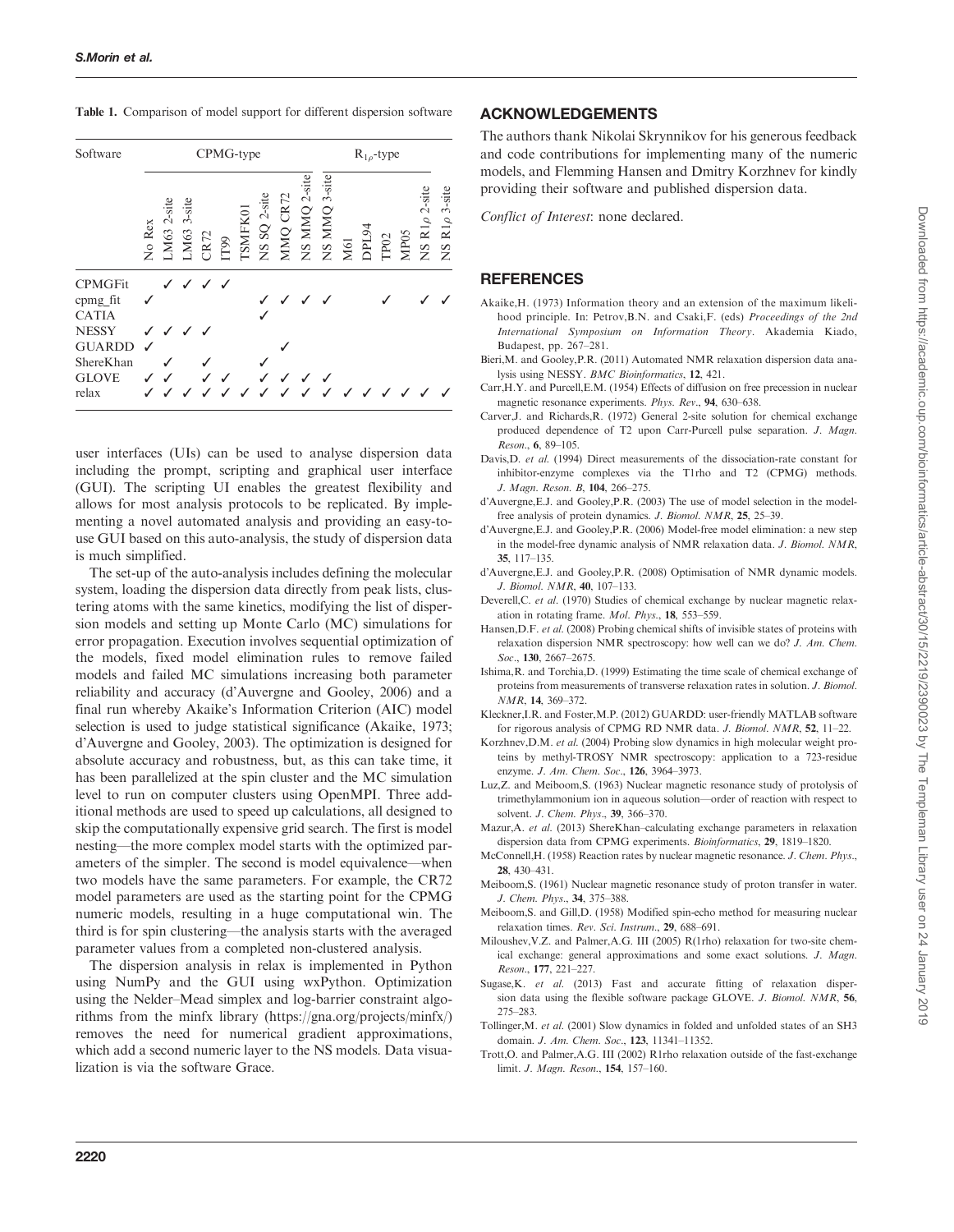Table 1. Comparison of model support for different dispersion software

| Software | CPMG-type | | | | | | | | | | $R_{1\rho}$-type | | | | | |
|---|---|---|---|---|---|---|---|---|---|---|---|---|---|---|---|---|
| | No Rex | LM63 2-site | LM63 3-site | CR72 | IT99 | TSMFK01 | NS SQ 2-site | MMQ CR72 | NS MMQ 2-site | NS MMQ 3-site | M61 | DPL94 | TP02 | MP05 | NS $R1\rho$ 2-site | NS $R1\rho$ 3-site |
| CPMGFit | | ✓ | ✓ | ✓ | ✓ | | | | | | | | | | | |
| cpmg_fit | ✓ | | | | | | ✓ | ✓ | ✓ | ✓ | | | ✓ | | ✓ | ✓ |
| CATIA | | | | | | | ✓ | | | | | | | | | |
| NESSY | ✓ | ✓ | ✓ | ✓ | | | | | | | | | | | | |
| GUARDD | ✓ | | | | | | | ✓ | | | | | | | | |
| ShereKhan | | ✓ | | ✓ | | | ✓ | | | | | | | | | |
| GLOVE | ✓ | ✓ | | ✓ | ✓ | | ✓ | ✓ | ✓ | ✓ | | | | | | |
| relax | ✓ | ✓ | ✓ | ✓ | ✓ | ✓ | ✓ | ✓ | ✓ | ✓ | ✓ | ✓ | ✓ | ✓ | ✓ | ✓ |

user interfaces (UIs) can be used to analyse dispersion data including the prompt, scripting and graphical user interface (GUI). The scripting UI enables the greatest flexibility and allows for most analysis protocols to be replicated. By implementing a novel automated analysis and providing an easy-to-use GUI based on this auto-analysis, the study of dispersion data is much simplified.

The set-up of the auto-analysis includes defining the molecular system, loading the dispersion data directly from peak lists, clustering atoms with the same kinetics, modifying the list of dispersion models and setting up Monte Carlo (MC) simulations for error propagation. Execution involves sequential optimization of the models, fixed model elimination rules to remove failed models and failed MC simulations increasing both parameter reliability and accuracy (d'Auvergne and Gooley, 2006) and a final run whereby Akaike's Information Criterion (AIC) model selection is used to judge statistical significance (Akaike, 1973; d'Auvergne and Gooley, 2003). The optimization is designed for absolute accuracy and robustness, but, as this can take time, it has been parallelized at the spin cluster and the MC simulation level to run on computer clusters using OpenMPI. Three additional methods are used to speed up calculations, all designed to skip the computationally expensive grid search. The first is model nesting—the more complex model starts with the optimized parameters of the simpler. The second is model equivalence—when two models have the same parameters. For example, the CR72 model parameters are used as the starting point for the CPMG numeric models, resulting in a huge computational win. The third is for spin clustering—the analysis starts with the averaged parameter values from a completed non-clustered analysis.

The dispersion analysis in relax is implemented in Python using NumPy and the GUI using wxPython. Optimization using the Nelder–Mead simplex and log-barrier constraint algorithms from the minfx library (https://gna.org/projects/minfx/) removes the need for numerical gradient approximations, which add a second numeric layer to the NS models. Data visualization is via the software Grace.

## ACKNOWLEDGEMENTS

The authors thank Nikolai Skrynnikov for his generous feedback and code contributions for implementing many of the numeric models, and Flemming Hansen and Dmitry Korzhnev for kindly providing their software and published dispersion data.

*Conflict of Interest*: none declared.

## REFERENCES

Akaike,H. (1973) Information theory and an extension of the maximum likelihood principle. In: Petrov,B.N. and Csaki,F. (eds) *Proceedings of the 2nd International Symposium on Information Theory*. Akademia Kiado, Budapest, pp. 267–281.

Bieri,M. and Gooley,P.R. (2011) Automated NMR relaxation dispersion data analysis using NESSY. *BMC Bioinformatics*, **12**, 421.

Carr,H.Y. and Purcell,E.M. (1954) Effects of diffusion on free precession in nuclear magnetic resonance experiments. *Phys. Rev.*, **94**, 630–638.

Carver,J. and Richards,R. (1972) General 2-site solution for chemical exchange produced dependence of T2 upon Carr-Purcell pulse separation. *J. Magn. Reson.*, **6**, 89–105.

Davis,D. *et al.* (1994) Direct measurements of the dissociation-rate constant for inhibitor-enzyme complexes via the T1rho and T2 (CPMG) methods. *J. Magn. Reson. B*, **104**, 266–275.

d'Auvergne,E.J. and Gooley,P.R. (2003) The use of model selection in the model-free analysis of protein dynamics. *J. Biomol. NMR*, **25**, 25–39.

d'Auvergne,E.J. and Gooley,P.R. (2006) Model-free model elimination: a new step in the model-free dynamic analysis of NMR relaxation data. *J. Biomol. NMR*, **35**, 117–135.

d'Auvergne,E.J. and Gooley,P.R. (2008) Optimisation of NMR dynamic models. *J. Biomol. NMR*, **40**, 107–133.

Deverell,C. *et al.* (1970) Studies of chemical exchange by nuclear magnetic relaxation in rotating frame. *Mol. Phys.*, **18**, 553–559.

Hansen,D.F. *et al.* (2008) Probing chemical shifts of invisible states of proteins with relaxation dispersion NMR spectroscopy: how well can we do? *J. Am. Chem. Soc.*, **130**, 2667–2675.

Ishima,R. and Torchia,D. (1999) Estimating the time scale of chemical exchange of proteins from measurements of transverse relaxation rates in solution. *J. Biomol. NMR*, **14**, 369–372.

Kleckner,I.R. and Foster,M.P. (2012) GUARDD: user-friendly MATLAB software for rigorous analysis of CPMG RD NMR data. *J. Biomol. NMR*, **52**, 11–22.

Korzhnev,D.M. *et al.* (2004) Probing slow dynamics in high molecular weight proteins by methyl-TROSY NMR spectroscopy: application to a 723-residue enzyme. *J. Am. Chem. Soc.*, **126**, 3964–3973.

Luz,Z. and Meiboom,S. (1963) Nuclear magnetic resonance study of protolysis of trimethylammonium ion in aqueous solution—order of reaction with respect to solvent. *J. Chem. Phys.*, **39**, 366–370.

Mazur,A. *et al.* (2013) ShereKhan–calculating exchange parameters in relaxation dispersion data from CPMG experiments. *Bioinformatics*, **29**, 1819–1820.

McConnell,H. (1958) Reaction rates by nuclear magnetic resonance. *J. Chem. Phys.*, **28**, 430–431.

Meiboom,S. (1961) Nuclear magnetic resonance study of proton transfer in water. *J. Chem. Phys.*, **34**, 375–388.

Meiboom,S. and Gill,D. (1958) Modified spin-echo method for measuring nuclear relaxation times. *Rev. Sci. Instrum.*, **29**, 688–691.

Miloushev,V.Z. and Palmer,A.G. III (2005) R(1rho) relaxation for two-site chemical exchange: general approximations and some exact solutions. *J. Magn. Reson.*, **177**, 221–227.

Sugase,K. *et al.* (2013) Fast and accurate fitting of relaxation dispersion data using the flexible software package GLOVE. *J. Biomol. NMR*, **56**, 275–283.

Tollinger,M. *et al.* (2001) Slow dynamics in folded and unfolded states of an SH3 domain. *J. Am. Chem. Soc.*, **123**, 11341–11352.

Trott,O. and Palmer,A.G. III (2002) R1rho relaxation outside of the fast-exchange limit. *J. Magn. Reson.*, **154**, 157–160.